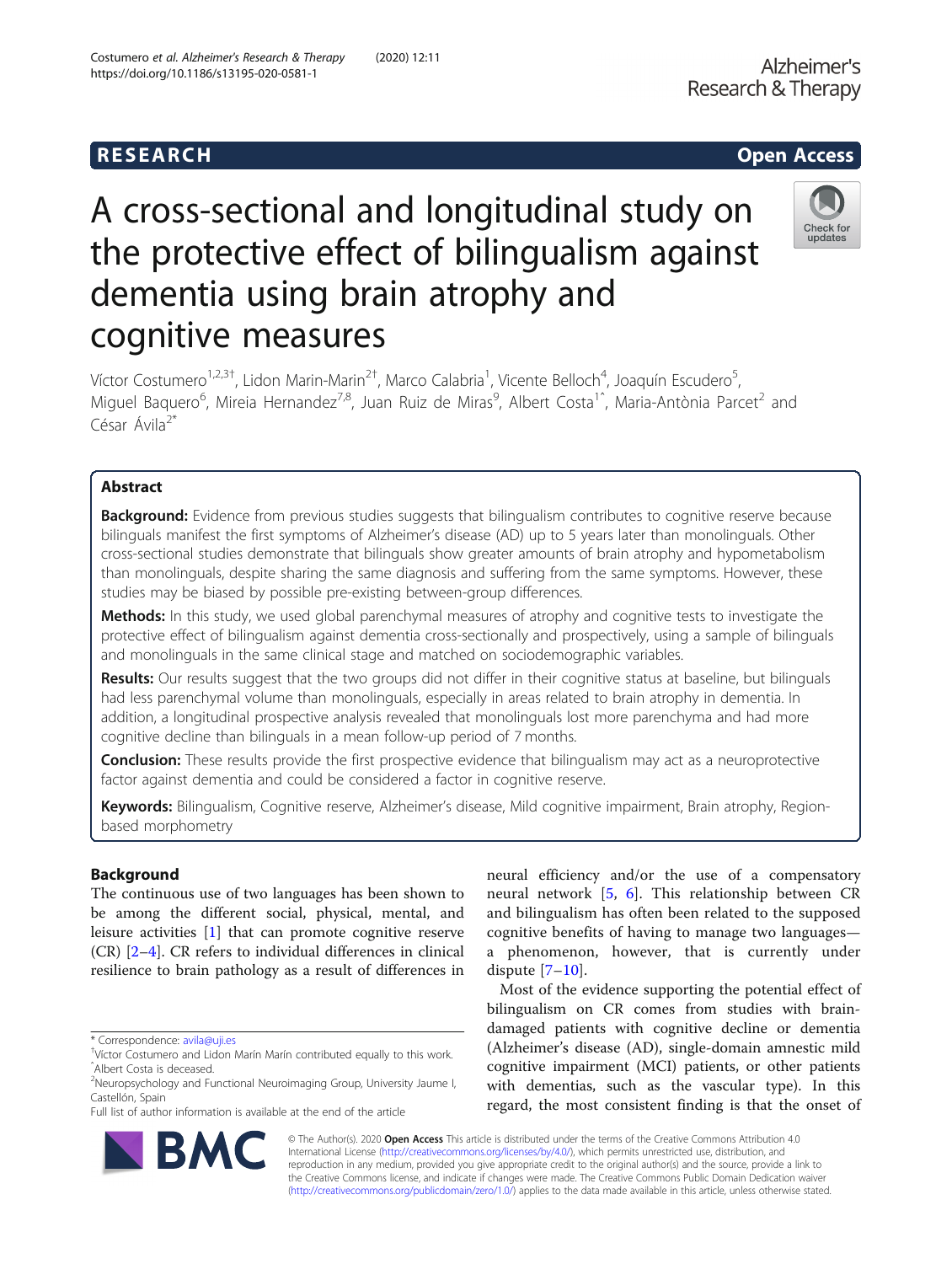RESEARCH | Open Access

# A cross-sectional and longitudinal study on the protective effect of bilingualism against dementia using brain atrophy and cognitive measures

Víctor Costumero[1,2,3†], Lidon Marin-Marin[2†], Marco Calabria[1], Vicente Belloch[4], Joaquín Escudero[5], Miguel Baquero[6], Mireia Hernandez[7,8], Juan Ruiz de Miras[9], Albert Costa[1^], Maria-Antònia Parcet[2] and César Ávila[2*]

## Abstract

**Background:** Evidence from previous studies suggests that bilingualism contributes to cognitive reserve because bilinguals manifest the first symptoms of Alzheimer's disease (AD) up to 5 years later than monolinguals. Other cross-sectional studies demonstrate that bilinguals show greater amounts of brain atrophy and hypometabolism than monolinguals, despite sharing the same diagnosis and suffering from the same symptoms. However, these studies may be biased by possible pre-existing between-group differences.

**Methods:** In this study, we used global parenchymal measures of atrophy and cognitive tests to investigate the protective effect of bilingualism against dementia cross-sectionally and prospectively, using a sample of bilinguals and monolinguals in the same clinical stage and matched on sociodemographic variables.

**Results:** Our results suggest that the two groups did not differ in their cognitive status at baseline, but bilinguals had less parenchymal volume than monolinguals, especially in areas related to brain atrophy in dementia. In addition, a longitudinal prospective analysis revealed that monolinguals lost more parenchyma and had more cognitive decline than bilinguals in a mean follow-up period of 7 months.

**Conclusion:** These results provide the first prospective evidence that bilingualism may act as a neuroprotective factor against dementia and could be considered a factor in cognitive reserve.

**Keywords:** Bilingualism, Cognitive reserve, Alzheimer's disease, Mild cognitive impairment, Brain atrophy, Region-based morphometry

## Background

The continuous use of two languages has been shown to be among the different social, physical, mental, and leisure activities [1] that can promote cognitive reserve (CR) [2–4]. CR refers to individual differences in clinical resilience to brain pathology as a result of differences in neural efficiency and/or the use of a compensatory neural network [5, 6]. This relationship between CR and bilingualism has often been related to the supposed cognitive benefits of having to manage two languages—a phenomenon, however, that is currently under dispute [7–10].

Most of the evidence supporting the potential effect of bilingualism on CR comes from studies with brain-damaged patients with cognitive decline or dementia (Alzheimer's disease (AD), single-domain amnestic mild cognitive impairment (MCI) patients, or other patients with dementias, such as the vascular type). In this regard, the most consistent finding is that the onset of

* Correspondence: avila@uji.es
† Víctor Costumero and Lidon Marín Marín contributed equally to this work.
^ Albert Costa is deceased.
[2] Neuropsychology and Functional Neuroimaging Group, University Jaume I, Castellón, Spain
Full list of author information is available at the end of the article

© The Author(s). 2020 **Open Access** This article is distributed under the terms of the Creative Commons Attribution 4.0 International License (http://creativecommons.org/licenses/by/4.0/), which permits unrestricted use, distribution, and reproduction in any medium, provided you give appropriate credit to the original author(s) and the source, provide a link to the Creative Commons license, and indicate if changes were made. The Creative Commons Public Domain Dedication waiver (http://creativecommons.org/publicdomain/zero/1.0/) applies to the data made available in this article, unless otherwise stated.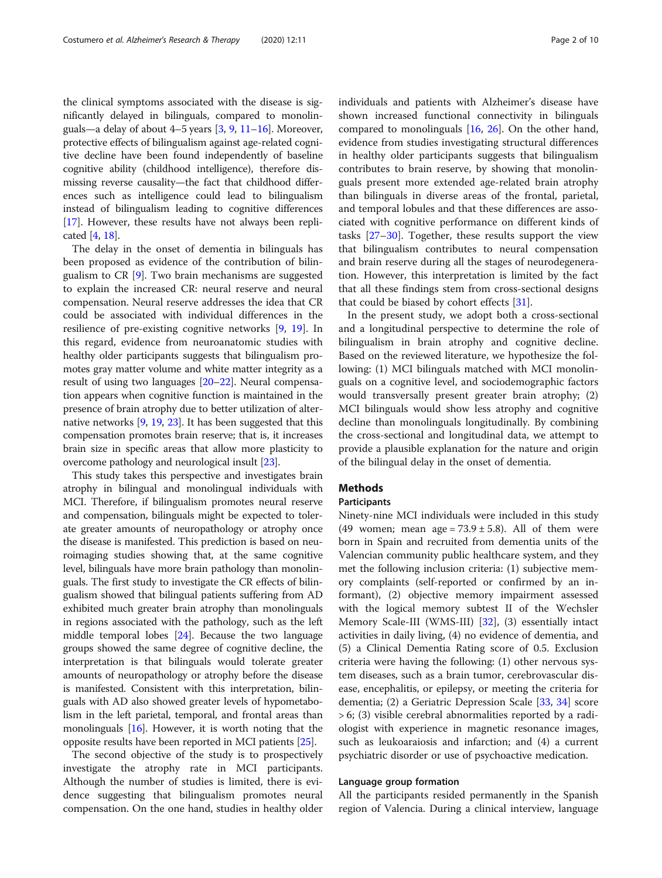the clinical symptoms associated with the disease is significantly delayed in bilinguals, compared to monolinguals—a delay of about 4–5 years [3, 9, 11–16]. Moreover, protective effects of bilingualism against age-related cognitive decline have been found independently of baseline cognitive ability (childhood intelligence), therefore dismissing reverse causality—the fact that childhood differences such as intelligence could lead to bilingualism instead of bilingualism leading to cognitive differences [17]. However, these results have not always been replicated [4, 18].

The delay in the onset of dementia in bilinguals has been proposed as evidence of the contribution of bilingualism to CR [9]. Two brain mechanisms are suggested to explain the increased CR: neural reserve and neural compensation. Neural reserve addresses the idea that CR could be associated with individual differences in the resilience of pre-existing cognitive networks [9, 19]. In this regard, evidence from neuroanatomic studies with healthy older participants suggests that bilingualism promotes gray matter volume and white matter integrity as a result of using two languages [20–22]. Neural compensation appears when cognitive function is maintained in the presence of brain atrophy due to better utilization of alternative networks [9, 19, 23]. It has been suggested that this compensation promotes brain reserve; that is, it increases brain size in specific areas that allow more plasticity to overcome pathology and neurological insult [23].

This study takes this perspective and investigates brain atrophy in bilingual and monolingual individuals with MCI. Therefore, if bilingualism promotes neural reserve and compensation, bilinguals might be expected to tolerate greater amounts of neuropathology or atrophy once the disease is manifested. This prediction is based on neuroimaging studies showing that, at the same cognitive level, bilinguals have more brain pathology than monolinguals. The first study to investigate the CR effects of bilingualism showed that bilingual patients suffering from AD exhibited much greater brain atrophy than monolinguals in regions associated with the pathology, such as the left middle temporal lobes [24]. Because the two language groups showed the same degree of cognitive decline, the interpretation is that bilinguals would tolerate greater amounts of neuropathology or atrophy before the disease is manifested. Consistent with this interpretation, bilinguals with AD also showed greater levels of hypometabolism in the left parietal, temporal, and frontal areas than monolinguals [16]. However, it is worth noting that the opposite results have been reported in MCI patients [25].

The second objective of the study is to prospectively investigate the atrophy rate in MCI participants. Although the number of studies is limited, there is evidence suggesting that bilingualism promotes neural compensation. On the one hand, studies in healthy older individuals and patients with Alzheimer's disease have shown increased functional connectivity in bilinguals compared to monolinguals [16, 26]. On the other hand, evidence from studies investigating structural differences in healthy older participants suggests that bilingualism contributes to brain reserve, by showing that monolinguals present more extended age-related brain atrophy than bilinguals in diverse areas of the frontal, parietal, and temporal lobules and that these differences are associated with cognitive performance on different kinds of tasks [27–30]. Together, these results support the view that bilingualism contributes to neural compensation and brain reserve during all the stages of neurodegeneration. However, this interpretation is limited by the fact that all these findings stem from cross-sectional designs that could be biased by cohort effects [31].

In the present study, we adopt both a cross-sectional and a longitudinal perspective to determine the role of bilingualism in brain atrophy and cognitive decline. Based on the reviewed literature, we hypothesize the following: (1) MCI bilinguals matched with MCI monolinguals on a cognitive level, and sociodemographic factors would transversally present greater brain atrophy; (2) MCI bilinguals would show less atrophy and cognitive decline than monolinguals longitudinally. By combining the cross-sectional and longitudinal data, we attempt to provide a plausible explanation for the nature and origin of the bilingual delay in the onset of dementia.

## Methods

### Participants

Ninety-nine MCI individuals were included in this study (49 women; mean age = 73.9 ± 5.8). All of them were born in Spain and recruited from dementia units of the Valencian community public healthcare system, and they met the following inclusion criteria: (1) subjective memory complaints (self-reported or confirmed by an informant), (2) objective memory impairment assessed with the logical memory subtest II of the Wechsler Memory Scale-III (WMS-III) [32], (3) essentially intact activities in daily living, (4) no evidence of dementia, and (5) a Clinical Dementia Rating score of 0.5. Exclusion criteria were having the following: (1) other nervous system diseases, such as a brain tumor, cerebrovascular disease, encephalitis, or epilepsy, or meeting the criteria for dementia; (2) a Geriatric Depression Scale [33, 34] score > 6; (3) visible cerebral abnormalities reported by a radiologist with experience in magnetic resonance images, such as leukoaraiosis and infarction; and (4) a current psychiatric disorder or use of psychoactive medication.

### Language group formation

All the participants resided permanently in the Spanish region of Valencia. During a clinical interview, language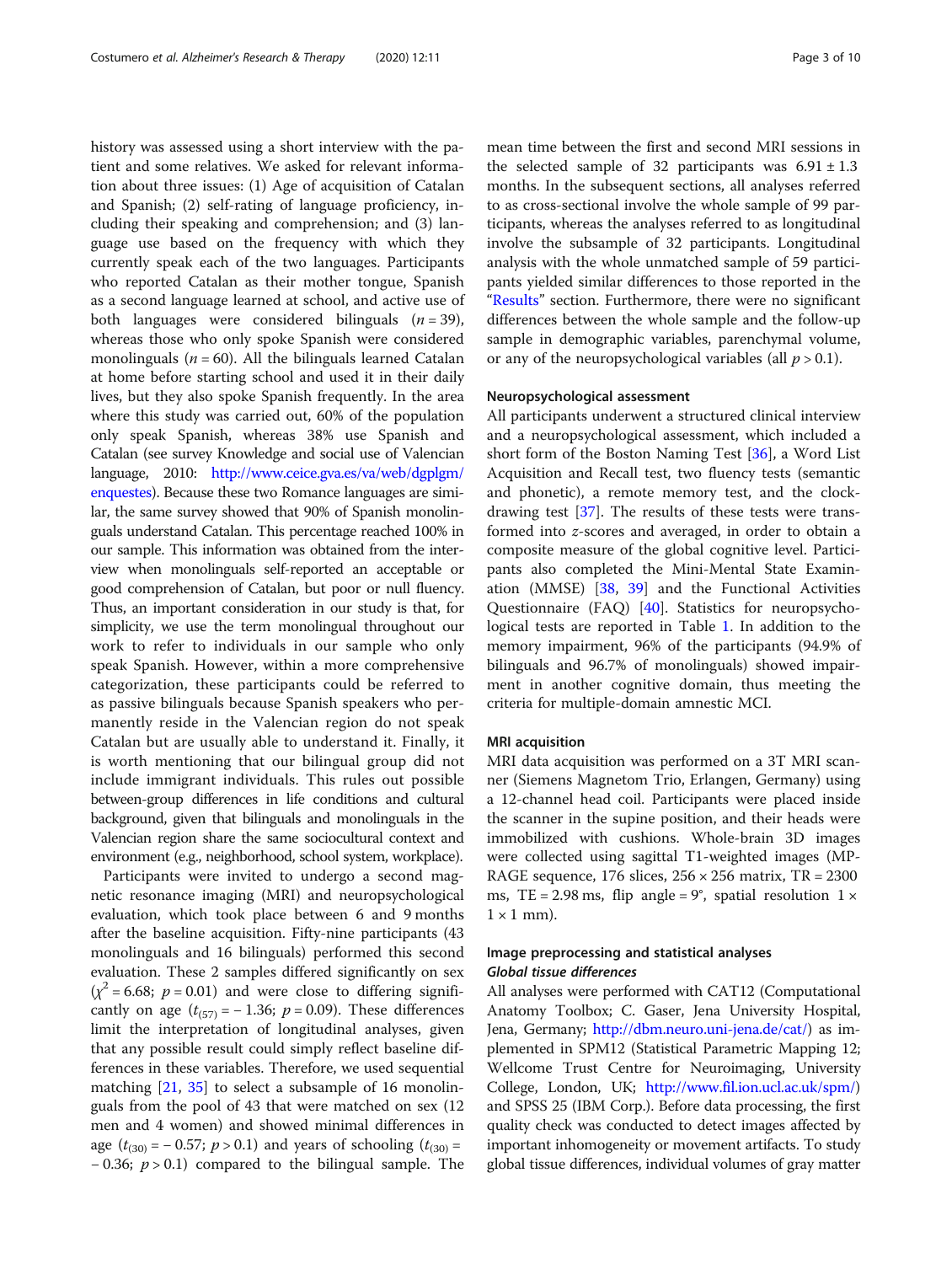history was assessed using a short interview with the patient and some relatives. We asked for relevant information about three issues: (1) Age of acquisition of Catalan and Spanish; (2) self-rating of language proficiency, including their speaking and comprehension; and (3) language use based on the frequency with which they currently speak each of the two languages. Participants who reported Catalan as their mother tongue, Spanish as a second language learned at school, and active use of both languages were considered bilinguals ($n = 39$), whereas those who only spoke Spanish were considered monolinguals ($n = 60$). All the bilinguals learned Catalan at home before starting school and used it in their daily lives, but they also spoke Spanish frequently. In the area where this study was carried out, 60% of the population only speak Spanish, whereas 38% use Spanish and Catalan (see survey Knowledge and social use of Valencian language, 2010: http://www.ceice.gva.es/va/web/dgplgm/enquestes). Because these two Romance languages are similar, the same survey showed that 90% of Spanish monolinguals understand Catalan. This percentage reached 100% in our sample. This information was obtained from the interview when monolinguals self-reported an acceptable or good comprehension of Catalan, but poor or null fluency. Thus, an important consideration in our study is that, for simplicity, we use the term monolingual throughout our work to refer to individuals in our sample who only speak Spanish. However, within a more comprehensive categorization, these participants could be referred to as passive bilinguals because Spanish speakers who permanently reside in the Valencian region do not speak Catalan but are usually able to understand it. Finally, it is worth mentioning that our bilingual group did not include immigrant individuals. This rules out possible between-group differences in life conditions and cultural background, given that bilinguals and monolinguals in the Valencian region share the same sociocultural context and environment (e.g., neighborhood, school system, workplace).

Participants were invited to undergo a second magnetic resonance imaging (MRI) and neuropsychological evaluation, which took place between 6 and 9 months after the baseline acquisition. Fifty-nine participants (43 monolinguals and 16 bilinguals) performed this second evaluation. These 2 samples differed significantly on sex ($\chi^2 = 6.68$; $p = 0.01$) and were close to differing significantly on age ($t_{(57)} = -1.36$; $p = 0.09$). These differences limit the interpretation of longitudinal analyses, given that any possible result could simply reflect baseline differences in these variables. Therefore, we used sequential matching [21, 35] to select a subsample of 16 monolinguals from the pool of 43 that were matched on sex (12 men and 4 women) and showed minimal differences in age ($t_{(30)} = -0.57$; $p > 0.1$) and years of schooling ($t_{(30)} = -0.36$; $p > 0.1$) compared to the bilingual sample. The mean time between the first and second MRI sessions in the selected sample of 32 participants was $6.91 \pm 1.3$ months. In the subsequent sections, all analyses referred to as cross-sectional involve the whole sample of 99 participants, whereas the analyses referred to as longitudinal involve the subsample of 32 participants. Longitudinal analysis with the whole unmatched sample of 59 participants yielded similar differences to those reported in the "Results" section. Furthermore, there were no significant differences between the whole sample and the follow-up sample in demographic variables, parenchymal volume, or any of the neuropsychological variables (all $p > 0.1$).

### Neuropsychological assessment

All participants underwent a structured clinical interview and a neuropsychological assessment, which included a short form of the Boston Naming Test [36], a Word List Acquisition and Recall test, two fluency tests (semantic and phonetic), a remote memory test, and the clock-drawing test [37]. The results of these tests were transformed into *z*-scores and averaged, in order to obtain a composite measure of the global cognitive level. Participants also completed the Mini-Mental State Examination (MMSE) [38, 39] and the Functional Activities Questionnaire (FAQ) [40]. Statistics for neuropsychological tests are reported in Table 1. In addition to the memory impairment, 96% of the participants (94.9% of bilinguals and 96.7% of monolinguals) showed impairment in another cognitive domain, thus meeting the criteria for multiple-domain amnestic MCI.

### MRI acquisition

MRI data acquisition was performed on a 3T MRI scanner (Siemens Magnetom Trio, Erlangen, Germany) using a 12-channel head coil. Participants were placed inside the scanner in the supine position, and their heads were immobilized with cushions. Whole-brain 3D images were collected using sagittal T1-weighted images (MP-RAGE sequence, 176 slices, $256 \times 256$ matrix, TR = 2300 ms, TE = 2.98 ms, flip angle = 9°, spatial resolution $1 \times 1 \times 1$ mm).

### Image preprocessing and statistical analyses

#### *Global tissue differences*

All analyses were performed with CAT12 (Computational Anatomy Toolbox; C. Gaser, Jena University Hospital, Jena, Germany; http://dbm.neuro.uni-jena.de/cat/) as implemented in SPM12 (Statistical Parametric Mapping 12; Wellcome Trust Centre for Neuroimaging, University College, London, UK; http://www.fil.ion.ucl.ac.uk/spm/) and SPSS 25 (IBM Corp.). Before data processing, the first quality check was conducted to detect images affected by important inhomogeneity or movement artifacts. To study global tissue differences, individual volumes of gray matter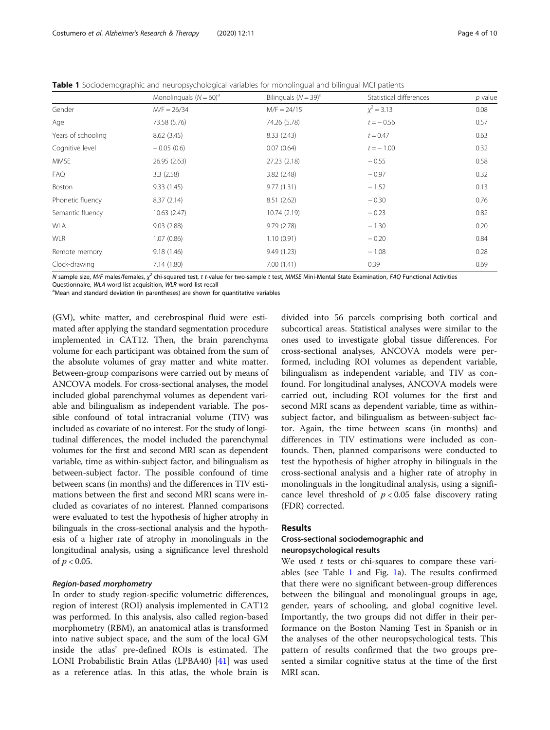**Table 1** Sociodemographic and neuropsychological variables for monolingual and bilingual MCI patients

| | Monolinguals ($N = 60$)[a] | Bilinguals ($N = 39$)[a] | Statistical differences | $p$ value |
|---|---|---|---|---|
| Gender | M/F = 26/34 | M/F = 24/15 | $\chi^2 = 3.13$ | 0.08 |
| Age | 73.58 (5.76) | 74.26 (5.78) | $t = -0.56$ | 0.57 |
| Years of schooling | 8.62 (3.45) | 8.33 (2.43) | $t = 0.47$ | 0.63 |
| Cognitive level | −0.05 (0.6) | 0.07 (0.64) | $t = -1.00$ | 0.32 |
| MMSE | 26.95 (2.63) | 27.23 (2.18) | −0.55 | 0.58 |
| FAQ | 3.3 (2.58) | 3.82 (2.48) | −0.97 | 0.32 |
| Boston | 9.33 (1.45) | 9.77 (1.31) | −1.52 | 0.13 |
| Phonetic fluency | 8.37 (2.14) | 8.51 (2.62) | −0.30 | 0.76 |
| Semantic fluency | 10.63 (2.47) | 10.74 (2.19) | −0.23 | 0.82 |
| WLA | 9.03 (2.88) | 9.79 (2.78) | −1.30 | 0.20 |
| WLR | 1.07 (0.86) | 1.10 (0.91) | −0.20 | 0.84 |
| Remote memory | 9.18 (1.46) | 9.49 (1.23) | −1.08 | 0.28 |
| Clock-drawing | 7.14 (1.80) | 7.00 (1.41) | 0.39 | 0.69 |

*N* sample size, *M/F* males/females, $\chi^2$ chi-squared test, *t* t-value for two-sample *t* test, *MMSE* Mini-Mental State Examination, *FAQ* Functional Activities Questionnaire, *WLA* word list acquisition, *WLR* word list recall

[a]Mean and standard deviation (in parentheses) are shown for quantitative variables

(GM), white matter, and cerebrospinal fluid were estimated after applying the standard segmentation procedure implemented in CAT12. Then, the brain parenchyma volume for each participant was obtained from the sum of the absolute volumes of gray matter and white matter. Between-group comparisons were carried out by means of ANCOVA models. For cross-sectional analyses, the model included global parenchymal volumes as dependent variable and bilingualism as independent variable. The possible confound of total intracranial volume (TIV) was included as covariate of no interest. For the study of longitudinal differences, the model included the parenchymal volumes for the first and second MRI scan as dependent variable, time as within-subject factor, and bilingualism as between-subject factor. The possible confound of time between scans (in months) and the differences in TIV estimations between the first and second MRI scans were included as covariates of no interest. Planned comparisons were evaluated to test the hypothesis of higher atrophy in bilinguals in the cross-sectional analysis and the hypothesis of a higher rate of atrophy in monolinguals in the longitudinal analysis, using a significance level threshold of $p < 0.05$.

#### *Region-based morphometry*

In order to study region-specific volumetric differences, region of interest (ROI) analysis implemented in CAT12 was performed. In this analysis, also called region-based morphometry (RBM), an anatomical atlas is transformed into native subject space, and the sum of the local GM inside the atlas' pre-defined ROIs is estimated. The LONI Probabilistic Brain Atlas (LPBA40) [41] was used as a reference atlas. In this atlas, the whole brain is divided into 56 parcels comprising both cortical and subcortical areas. Statistical analyses were similar to the ones used to investigate global tissue differences. For cross-sectional analyses, ANCOVA models were performed, including ROI volumes as dependent variable, bilingualism as independent variable, and TIV as confound. For longitudinal analyses, ANCOVA models were carried out, including ROI volumes for the first and second MRI scans as dependent variable, time as within-subject factor, and bilingualism as between-subject factor. Again, the time between scans (in months) and differences in TIV estimations were included as confounds. Then, planned comparisons were conducted to test the hypothesis of higher atrophy in bilinguals in the cross-sectional analysis and a higher rate of atrophy in monolinguals in the longitudinal analysis, using a significance level threshold of $p < 0.05$ false discovery rating (FDR) corrected.

## Results

### Cross-sectional sociodemographic and neuropsychological results

We used $t$ tests or chi-squares to compare these variables (see Table 1 and Fig. 1a). The results confirmed that there were no significant between-group differences between the bilingual and monolingual groups in age, gender, years of schooling, and global cognitive level. Importantly, the two groups did not differ in their performance on the Boston Naming Test in Spanish or in the analyses of the other neuropsychological tests. This pattern of results confirmed that the two groups presented a similar cognitive status at the time of the first MRI scan.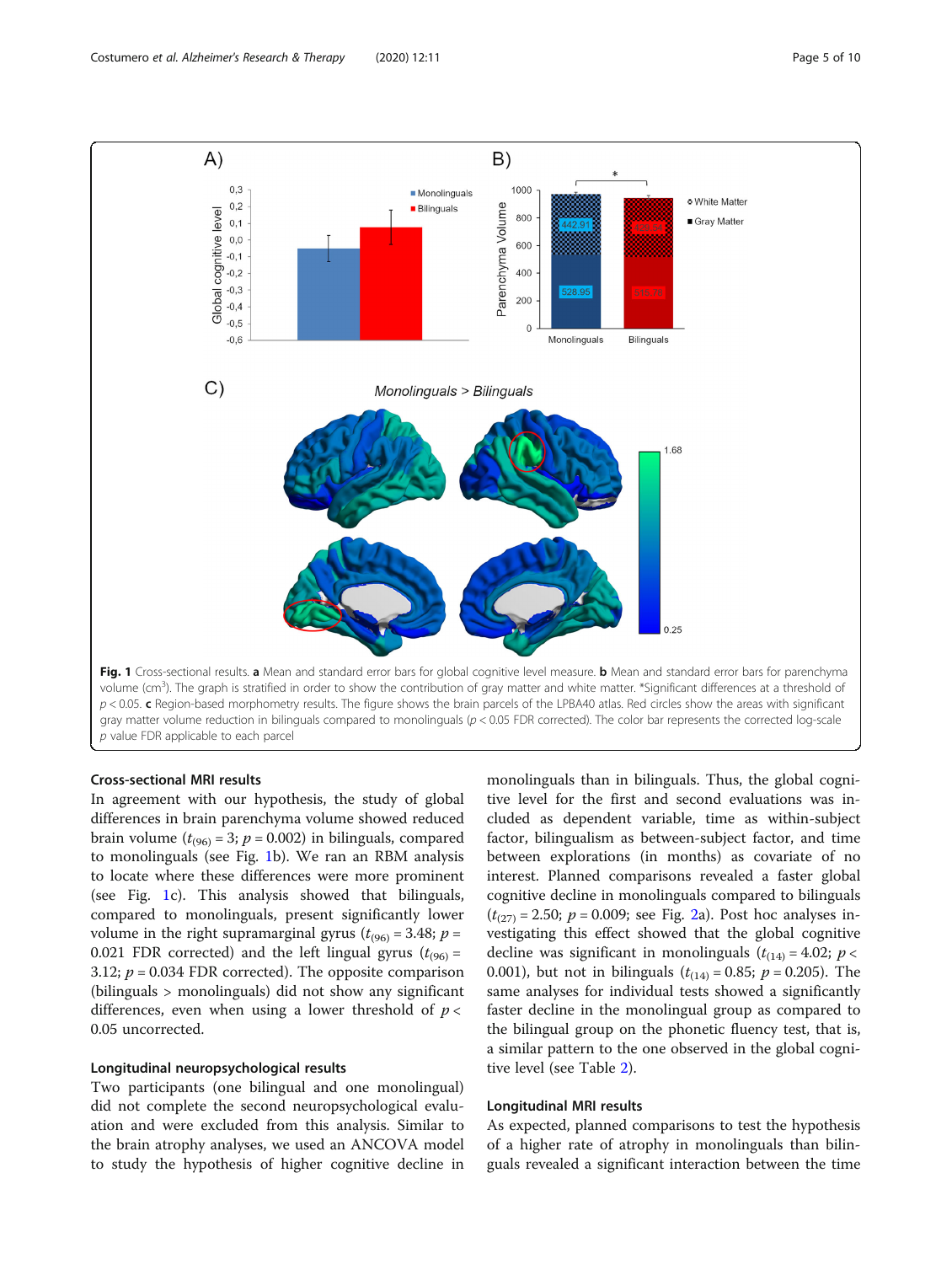**Fig. 1** Cross-sectional results. **a** Mean and standard error bars for global cognitive level measure. **b** Mean and standard error bars for parenchyma volume (cm$^3$). The graph is stratified in order to show the contribution of gray matter and white matter. *Significant differences at a threshold of $p < 0.05$. **c** Region-based morphometry results. The figure shows the brain parcels of the LPBA40 atlas. Red circles show the areas with significant gray matter volume reduction in bilinguals compared to monolinguals ($p < 0.05$ FDR corrected). The color bar represents the corrected log-scale $p$ value FDR applicable to each parcel

### Cross-sectional MRI results

In agreement with our hypothesis, the study of global differences in brain parenchyma volume showed reduced brain volume ($t_{(96)} = 3$; $p = 0.002$) in bilinguals, compared to monolinguals (see Fig. 1b). We ran an RBM analysis to locate where these differences were more prominent (see Fig. 1c). This analysis showed that bilinguals, compared to monolinguals, present significantly lower volume in the right supramarginal gyrus ($t_{(96)} = 3.48$; $p = 0.021$ FDR corrected) and the left lingual gyrus ($t_{(96)} = 3.12$; $p = 0.034$ FDR corrected). The opposite comparison (bilinguals > monolinguals) did not show any significant differences, even when using a lower threshold of $p < 0.05$ uncorrected.

### Longitudinal neuropsychological results

Two participants (one bilingual and one monolingual) did not complete the second neuropsychological evaluation and were excluded from this analysis. Similar to the brain atrophy analyses, we used an ANCOVA model to study the hypothesis of higher cognitive decline in monolinguals than in bilinguals. Thus, the global cognitive level for the first and second evaluations was included as dependent variable, time as within-subject factor, bilingualism as between-subject factor, and time between explorations (in months) as covariate of no interest. Planned comparisons revealed a faster global cognitive decline in monolinguals compared to bilinguals ($t_{(27)} = 2.50$; $p = 0.009$; see Fig. 2a). Post hoc analyses investigating this effect showed that the global cognitive decline was significant in monolinguals ($t_{(14)} = 4.02$; $p < 0.001$), but not in bilinguals ($t_{(14)} = 0.85$; $p = 0.205$). The same analyses for individual tests showed a significantly faster decline in the monolingual group as compared to the bilingual group on the phonetic fluency test, that is, a similar pattern to the one observed in the global cognitive level (see Table 2).

### Longitudinal MRI results

As expected, planned comparisons to test the hypothesis of a higher rate of atrophy in monolinguals than bilinguals revealed a significant interaction between the time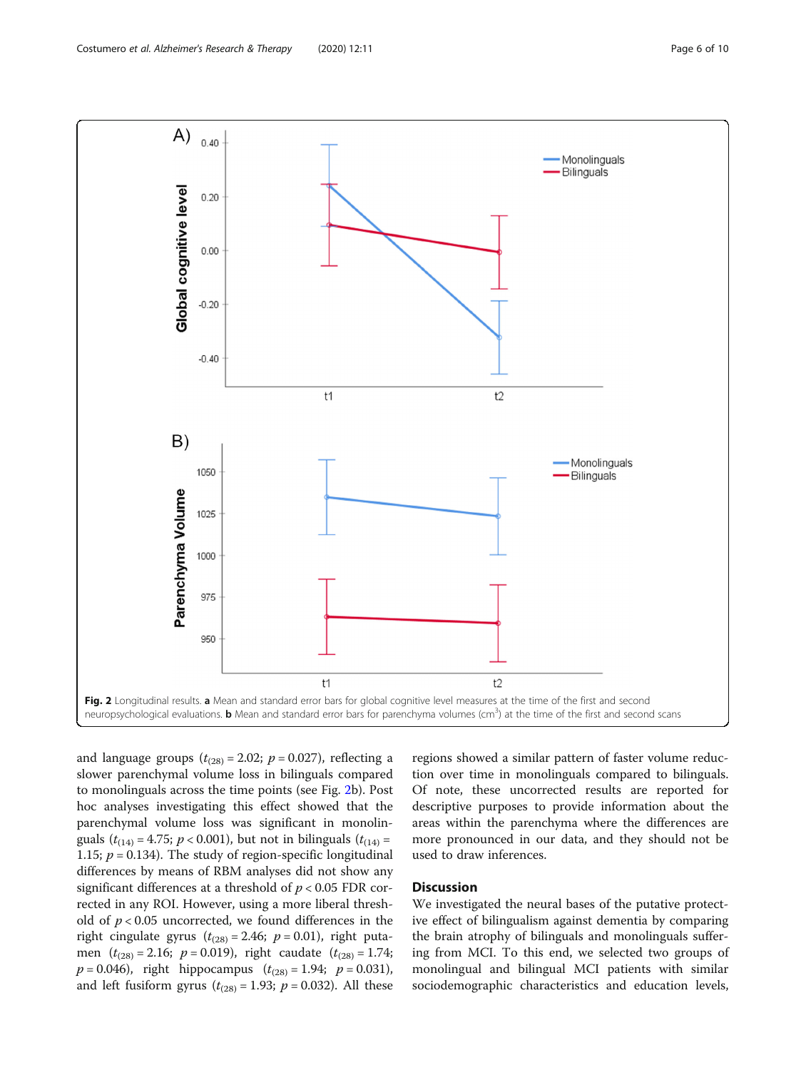Fig. 2 Longitudinal results. **a** Mean and standard error bars for global cognitive level measures at the time of the first and second neuropsychological evaluations. **b** Mean and standard error bars for parenchyma volumes (cm$^3$) at the time of the first and second scans

and language groups ($t_{(28)} = 2.02$; $p = 0.027$), reflecting a slower parenchymal volume loss in bilinguals compared to monolinguals across the time points (see Fig. 2b). Post hoc analyses investigating this effect showed that the parenchymal volume loss was significant in monolinguals ($t_{(14)} = 4.75$; $p < 0.001$), but not in bilinguals ($t_{(14)} = 1.15$; $p = 0.134$). The study of region-specific longitudinal differences by means of RBM analyses did not show any significant differences at a threshold of $p < 0.05$ FDR corrected in any ROI. However, using a more liberal threshold of $p < 0.05$ uncorrected, we found differences in the right cingulate gyrus ($t_{(28)} = 2.46$; $p = 0.01$), right putamen ($t_{(28)} = 2.16$; $p = 0.019$), right caudate ($t_{(28)} = 1.74$; $p = 0.046$), right hippocampus ($t_{(28)} = 1.94$; $p = 0.031$), and left fusiform gyrus ($t_{(28)} = 1.93$; $p = 0.032$). All these regions showed a similar pattern of faster volume reduction over time in monolinguals compared to bilinguals. Of note, these uncorrected results are reported for descriptive purposes to provide information about the areas within the parenchyma where the differences are more pronounced in our data, and they should not be used to draw inferences.

## Discussion

We investigated the neural bases of the putative protective effect of bilingualism against dementia by comparing the brain atrophy of bilinguals and monolinguals suffering from MCI. To this end, we selected two groups of monolingual and bilingual MCI patients with similar sociodemographic characteristics and education levels,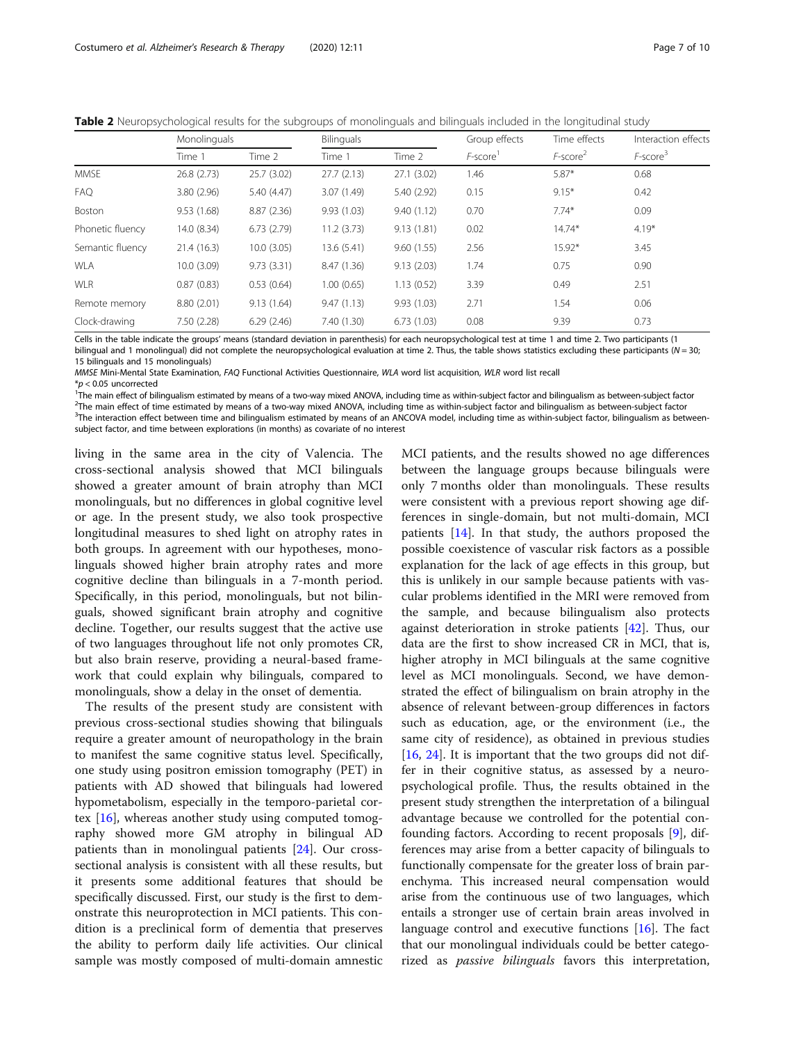**Table 2** Neuropsychological results for the subgroups of monolinguals and bilinguals included in the longitudinal study

| | Monolinguals | | Bilinguals | | Group effects | Time effects | Interaction effects |
|---|---|---|---|---|---|---|---|
| | Time 1 | Time 2 | Time 1 | Time 2 | *F*-score[1] | *F*-score[2] | *F*-score[3] |
| MMSE | 26.8 (2.73) | 25.7 (3.02) | 27.7 (2.13) | 27.1 (3.02) | 1.46 | 5.87* | 0.68 |
| FAQ | 3.80 (2.96) | 5.40 (4.47) | 3.07 (1.49) | 5.40 (2.92) | 0.15 | 9.15* | 0.42 |
| Boston | 9.53 (1.68) | 8.87 (2.36) | 9.93 (1.03) | 9.40 (1.12) | 0.70 | 7.74* | 0.09 |
| Phonetic fluency | 14.0 (8.34) | 6.73 (2.79) | 11.2 (3.73) | 9.13 (1.81) | 0.02 | 14.74* | 4.19* |
| Semantic fluency | 21.4 (16.3) | 10.0 (3.05) | 13.6 (5.41) | 9.60 (1.55) | 2.56 | 15.92* | 3.45 |
| WLA | 10.0 (3.09) | 9.73 (3.31) | 8.47 (1.36) | 9.13 (2.03) | 1.74 | 0.75 | 0.90 |
| WLR | 0.87 (0.83) | 0.53 (0.64) | 1.00 (0.65) | 1.13 (0.52) | 3.39 | 0.49 | 2.51 |
| Remote memory | 8.80 (2.01) | 9.13 (1.64) | 9.47 (1.13) | 9.93 (1.03) | 2.71 | 1.54 | 0.06 |
| Clock-drawing | 7.50 (2.28) | 6.29 (2.46) | 7.40 (1.30) | 6.73 (1.03) | 0.08 | 9.39 | 0.73 |

Cells in the table indicate the groups' means (standard deviation in parenthesis) for each neuropsychological test at time 1 and time 2. Two participants (1 bilingual and 1 monolingual) did not complete the neuropsychological evaluation at time 2. Thus, the table shows statistics excluding these participants ($N = 30$; 15 bilinguals and 15 monolinguals)

*MMSE* Mini-Mental State Examination, *FAQ* Functional Activities Questionnaire, *WLA* word list acquisition, *WLR* word list recall

*$p < 0.05$ uncorrected

[1]The main effect of bilingualism estimated by means of a two-way mixed ANOVA, including time as within-subject factor and bilingualism as between-subject factor

[2]The main effect of time estimated by means of a two-way mixed ANOVA, including time as within-subject factor and bilingualism as between-subject factor

[3]The interaction effect between time and bilingualism estimated by means of an ANCOVA model, including time as within-subject factor, bilingualism as between-subject factor, and time between explorations (in months) as covariate of no interest

living in the same area in the city of Valencia. The cross-sectional analysis showed that MCI bilinguals showed a greater amount of brain atrophy than MCI monolinguals, but no differences in global cognitive level or age. In the present study, we also took prospective longitudinal measures to shed light on atrophy rates in both groups. In agreement with our hypotheses, monolinguals showed higher brain atrophy rates and more cognitive decline than bilinguals in a 7-month period. Specifically, in this period, monolinguals, but not bilinguals, showed significant brain atrophy and cognitive decline. Together, our results suggest that the active use of two languages throughout life not only promotes CR, but also brain reserve, providing a neural-based framework that could explain why bilinguals, compared to monolinguals, show a delay in the onset of dementia.

The results of the present study are consistent with previous cross-sectional studies showing that bilinguals require a greater amount of neuropathology in the brain to manifest the same cognitive status level. Specifically, one study using positron emission tomography (PET) in patients with AD showed that bilinguals had lowered hypometabolism, especially in the temporo-parietal cortex [16], whereas another study using computed tomography showed more GM atrophy in bilingual AD patients than in monolingual patients [24]. Our cross-sectional analysis is consistent with all these results, but it presents some additional features that should be specifically discussed. First, our study is the first to demonstrate this neuroprotection in MCI patients. This condition is a preclinical form of dementia that preserves the ability to perform daily life activities. Our clinical sample was mostly composed of multi-domain amnestic MCI patients, and the results showed no age differences between the language groups because bilinguals were only 7 months older than monolinguals. These results were consistent with a previous report showing age differences in single-domain, but not multi-domain, MCI patients [14]. In that study, the authors proposed the possible coexistence of vascular risk factors as a possible explanation for the lack of age effects in this group, but this is unlikely in our sample because patients with vascular problems identified in the MRI were removed from the sample, and because bilingualism also protects against deterioration in stroke patients [42]. Thus, our data are the first to show increased CR in MCI, that is, higher atrophy in MCI bilinguals at the same cognitive level as MCI monolinguals. Second, we have demonstrated the effect of bilingualism on brain atrophy in the absence of relevant between-group differences in factors such as education, age, or the environment (i.e., the same city of residence), as obtained in previous studies [16, 24]. It is important that the two groups did not differ in their cognitive status, as assessed by a neuropsychological profile. Thus, the results obtained in the present study strengthen the interpretation of a bilingual advantage because we controlled for the potential confounding factors. According to recent proposals [9], differences may arise from a better capacity of bilinguals to functionally compensate for the greater loss of brain parenchyma. This increased neural compensation would arise from the continuous use of two languages, which entails a stronger use of certain brain areas involved in language control and executive functions [16]. The fact that our monolingual individuals could be better categorized as *passive bilinguals* favors this interpretation,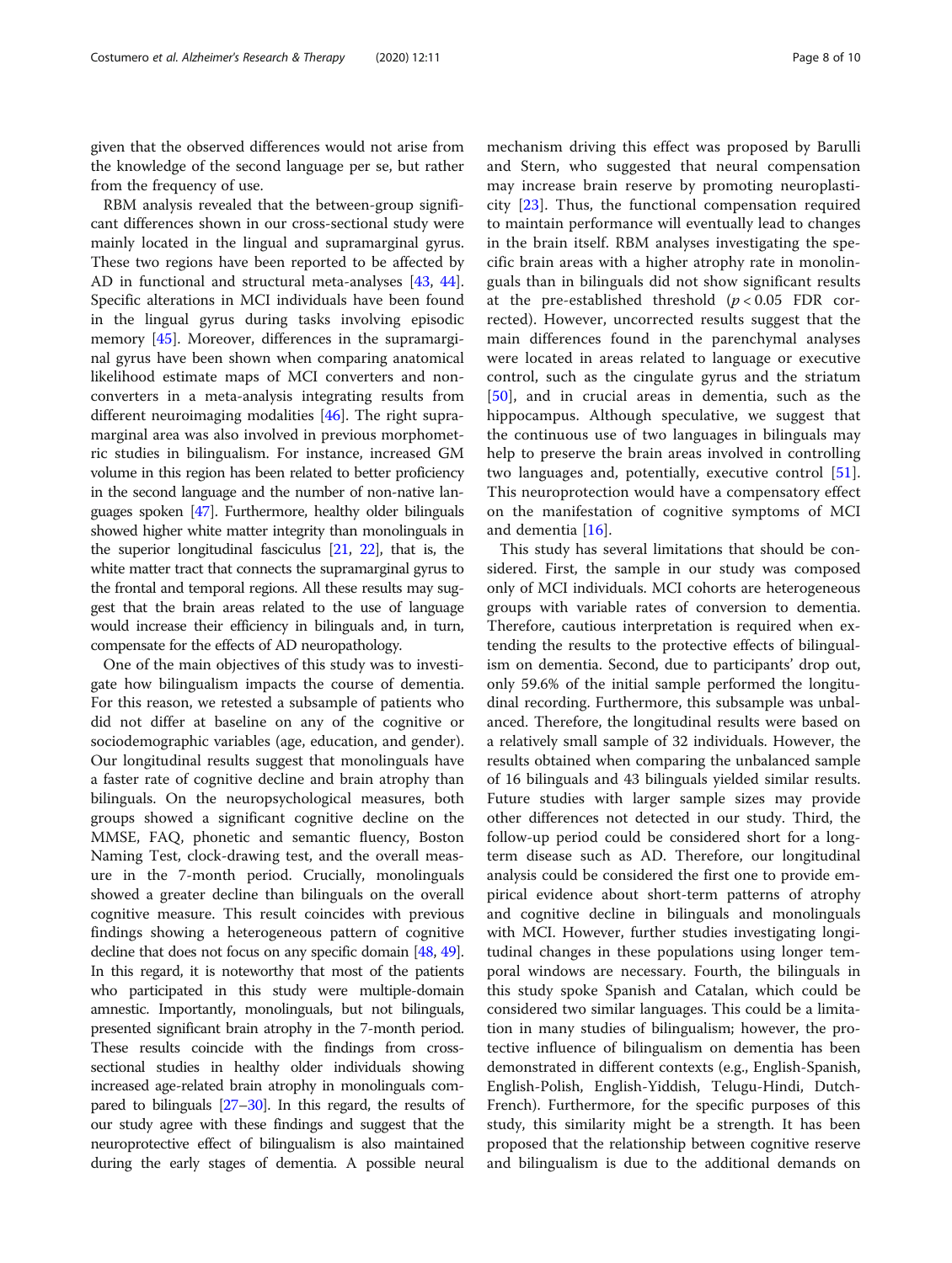given that the observed differences would not arise from the knowledge of the second language per se, but rather from the frequency of use.

RBM analysis revealed that the between-group significant differences shown in our cross-sectional study were mainly located in the lingual and supramarginal gyrus. These two regions have been reported to be affected by AD in functional and structural meta-analyses [43, 44]. Specific alterations in MCI individuals have been found in the lingual gyrus during tasks involving episodic memory [45]. Moreover, differences in the supramarginal gyrus have been shown when comparing anatomical likelihood estimate maps of MCI converters and non-converters in a meta-analysis integrating results from different neuroimaging modalities [46]. The right supramarginal area was also involved in previous morphometric studies in bilingualism. For instance, increased GM volume in this region has been related to better proficiency in the second language and the number of non-native languages spoken [47]. Furthermore, healthy older bilinguals showed higher white matter integrity than monolinguals in the superior longitudinal fasciculus [21, 22], that is, the white matter tract that connects the supramarginal gyrus to the frontal and temporal regions. All these results may suggest that the brain areas related to the use of language would increase their efficiency in bilinguals and, in turn, compensate for the effects of AD neuropathology.

One of the main objectives of this study was to investigate how bilingualism impacts the course of dementia. For this reason, we retested a subsample of patients who did not differ at baseline on any of the cognitive or sociodemographic variables (age, education, and gender). Our longitudinal results suggest that monolinguals have a faster rate of cognitive decline and brain atrophy than bilinguals. On the neuropsychological measures, both groups showed a significant cognitive decline on the MMSE, FAQ, phonetic and semantic fluency, Boston Naming Test, clock-drawing test, and the overall measure in the 7-month period. Crucially, monolinguals showed a greater decline than bilinguals on the overall cognitive measure. This result coincides with previous findings showing a heterogeneous pattern of cognitive decline that does not focus on any specific domain [48, 49]. In this regard, it is noteworthy that most of the patients who participated in this study were multiple-domain amnestic. Importantly, monolinguals, but not bilinguals, presented significant brain atrophy in the 7-month period. These results coincide with the findings from cross-sectional studies in healthy older individuals showing increased age-related brain atrophy in monolinguals compared to bilinguals [27–30]. In this regard, the results of our study agree with these findings and suggest that the neuroprotective effect of bilingualism is also maintained during the early stages of dementia. A possible neural mechanism driving this effect was proposed by Barulli and Stern, who suggested that neural compensation may increase brain reserve by promoting neuroplasticity [23]. Thus, the functional compensation required to maintain performance will eventually lead to changes in the brain itself. RBM analyses investigating the specific brain areas with a higher atrophy rate in monolinguals than in bilinguals did not show significant results at the pre-established threshold ($p < 0.05$ FDR corrected). However, uncorrected results suggest that the main differences found in the parenchymal analyses were located in areas related to language or executive control, such as the cingulate gyrus and the striatum [50], and in crucial areas in dementia, such as the hippocampus. Although speculative, we suggest that the continuous use of two languages in bilinguals may help to preserve the brain areas involved in controlling two languages and, potentially, executive control [51]. This neuroprotection would have a compensatory effect on the manifestation of cognitive symptoms of MCI and dementia [16].

This study has several limitations that should be considered. First, the sample in our study was composed only of MCI individuals. MCI cohorts are heterogeneous groups with variable rates of conversion to dementia. Therefore, cautious interpretation is required when extending the results to the protective effects of bilingualism on dementia. Second, due to participants' drop out, only 59.6% of the initial sample performed the longitudinal recording. Furthermore, this subsample was unbalanced. Therefore, the longitudinal results were based on a relatively small sample of 32 individuals. However, the results obtained when comparing the unbalanced sample of 16 bilinguals and 43 bilinguals yielded similar results. Future studies with larger sample sizes may provide other differences not detected in our study. Third, the follow-up period could be considered short for a long-term disease such as AD. Therefore, our longitudinal analysis could be considered the first one to provide empirical evidence about short-term patterns of atrophy and cognitive decline in bilinguals and monolinguals with MCI. However, further studies investigating longitudinal changes in these populations using longer temporal windows are necessary. Fourth, the bilinguals in this study spoke Spanish and Catalan, which could be considered two similar languages. This could be a limitation in many studies of bilingualism; however, the protective influence of bilingualism on dementia has been demonstrated in different contexts (e.g., English-Spanish, English-Polish, English-Yiddish, Telugu-Hindi, Dutch-French). Furthermore, for the specific purposes of this study, this similarity might be a strength. It has been proposed that the relationship between cognitive reserve and bilingualism is due to the additional demands on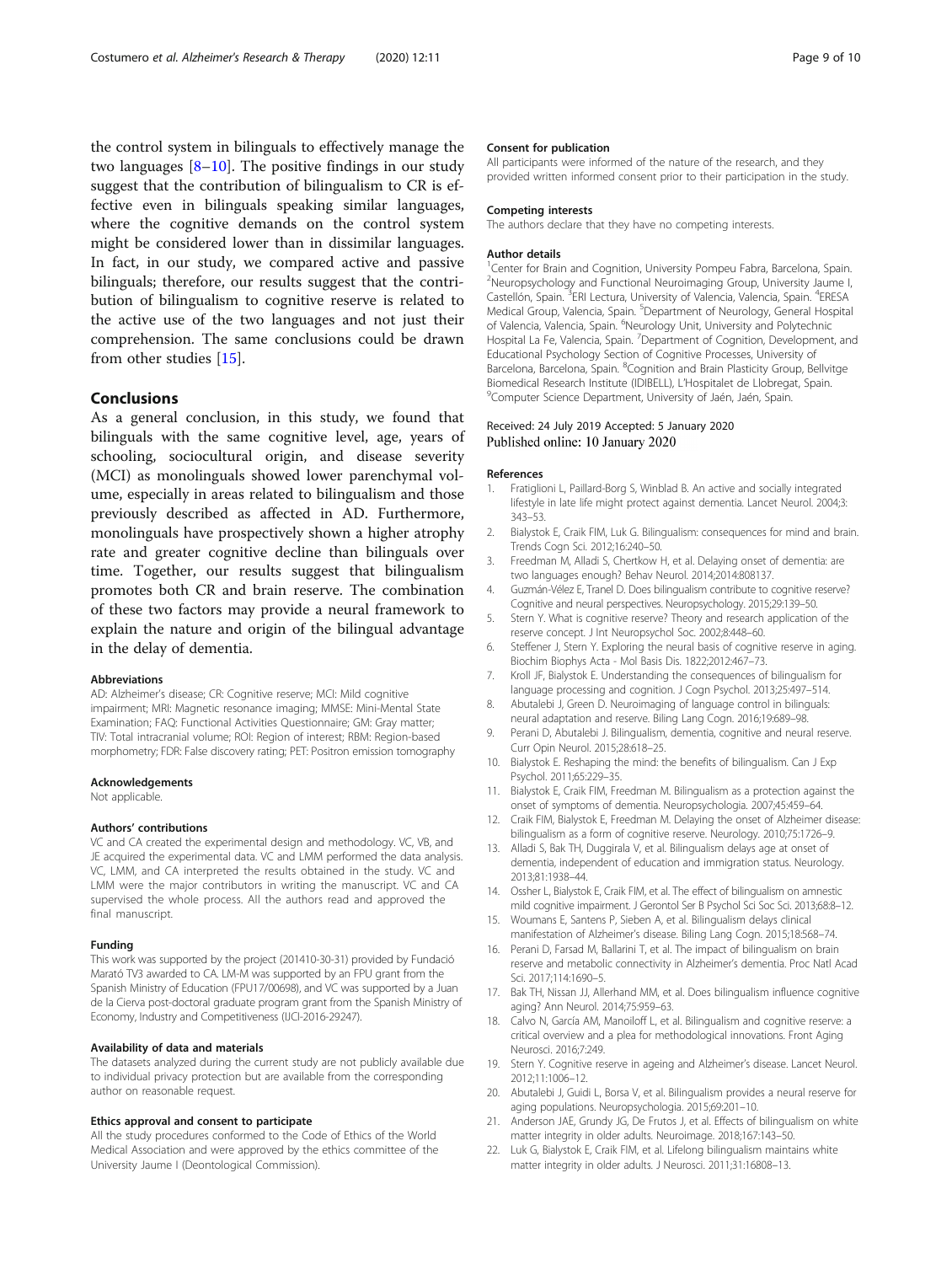the control system in bilinguals to effectively manage the two languages [8–10]. The positive findings in our study suggest that the contribution of bilingualism to CR is effective even in bilinguals speaking similar languages, where the cognitive demands on the control system might be considered lower than in dissimilar languages. In fact, in our study, we compared active and passive bilinguals; therefore, our results suggest that the contribution of bilingualism to cognitive reserve is related to the active use of the two languages and not just their comprehension. The same conclusions could be drawn from other studies [15].

## Conclusions

As a general conclusion, in this study, we found that bilinguals with the same cognitive level, age, years of schooling, sociocultural origin, and disease severity (MCI) as monolinguals showed lower parenchymal volume, especially in areas related to bilingualism and those previously described as affected in AD. Furthermore, monolinguals have prospectively shown a higher atrophy rate and greater cognitive decline than bilinguals over time. Together, our results suggest that bilingualism promotes both CR and brain reserve. The combination of these two factors may provide a neural framework to explain the nature and origin of the bilingual advantage in the delay of dementia.

#### Abbreviations

AD: Alzheimer's disease; CR: Cognitive reserve; MCI: Mild cognitive impairment; MRI: Magnetic resonance imaging; MMSE: Mini-Mental State Examination; FAQ: Functional Activities Questionnaire; GM: Gray matter; TIV: Total intracranial volume; ROI: Region of interest; RBM: Region-based morphometry; FDR: False discovery rating; PET: Positron emission tomography

#### Acknowledgements

Not applicable.

#### Authors' contributions

VC and CA created the experimental design and methodology. VC, VB, and JE acquired the experimental data. VC and LMM performed the data analysis. VC, LMM, and CA interpreted the results obtained in the study. VC and LMM were the major contributors in writing the manuscript. VC and CA supervised the whole process. All the authors read and approved the final manuscript.

#### Funding

This work was supported by the project (201410-30-31) provided by Fundació Marató TV3 awarded to CA. LM-M was supported by an FPU grant from the Spanish Ministry of Education (FPU17/00698), and VC was supported by a Juan de la Cierva post-doctoral graduate program grant from the Spanish Ministry of Economy, Industry and Competitiveness (IJCI-2016-29247).

#### Availability of data and materials

The datasets analyzed during the current study are not publicly available due to individual privacy protection but are available from the corresponding author on reasonable request.

#### Ethics approval and consent to participate

All the study procedures conformed to the Code of Ethics of the World Medical Association and were approved by the ethics committee of the University Jaume I (Deontological Commission).

#### Consent for publication

All participants were informed of the nature of the research, and they provided written informed consent prior to their participation in the study.

#### Competing interests

The authors declare that they have no competing interests.

#### Author details

[1]Center for Brain and Cognition, University Pompeu Fabra, Barcelona, Spain. [2]Neuropsychology and Functional Neuroimaging Group, University Jaume I, Castellón, Spain. [3]ERI Lectura, University of Valencia, Valencia, Spain. [4]ERESA Medical Group, Valencia, Spain. [5]Department of Neurology, General Hospital of Valencia, Valencia, Spain. [6]Neurology Unit, University and Polytechnic Hospital La Fe, Valencia, Spain. [7]Department of Cognition, Development, and Educational Psychology Section of Cognitive Processes, University of Barcelona, Barcelona, Spain. [8]Cognition and Brain Plasticity Group, Bellvitge Biomedical Research Institute (IDIBELL), L'Hospitalet de Llobregat, Spain. [9]Computer Science Department, University of Jaén, Jaén, Spain.

Received: 24 July 2019 Accepted: 5 January 2020
Published online: 10 January 2020

#### References

1. Fratiglioni L, Paillard-Borg S, Winblad B. An active and socially integrated lifestyle in late life might protect against dementia. Lancet Neurol. 2004;3:343–53.
2. Bialystok E, Craik FIM, Luk G. Bilingualism: consequences for mind and brain. Trends Cogn Sci. 2012;16:240–50.
3. Freedman M, Alladi S, Chertkow H, et al. Delaying onset of dementia: are two languages enough? Behav Neurol. 2014;2014:808137.
4. Guzmán-Vélez E, Tranel D. Does bilingualism contribute to cognitive reserve? Cognitive and neural perspectives. Neuropsychology. 2015;29:139–50.
5. Stern Y. What is cognitive reserve? Theory and research application of the reserve concept. J Int Neuropsychol Soc. 2002;8:448–60.
6. Steffener J, Stern Y. Exploring the neural basis of cognitive reserve in aging. Biochim Biophys Acta - Mol Basis Dis. 1822;2012:467–73.
7. Kroll JF, Bialystok E. Understanding the consequences of bilingualism for language processing and cognition. J Cogn Psychol. 2013;25:497–514.
8. Abutalebi J, Green D. Neuroimaging of language control in bilinguals: neural adaptation and reserve. Biling Lang Cogn. 2016;19:689–98.
9. Perani D, Abutalebi J. Bilingualism, dementia, cognitive and neural reserve. Curr Opin Neurol. 2015;28:618–25.
10. Bialystok E. Reshaping the mind: the benefits of bilingualism. Can J Exp Psychol. 2011;65:229–35.
11. Bialystok E, Craik FIM, Freedman M. Bilingualism as a protection against the onset of symptoms of dementia. Neuropsychologia. 2007;45:459–64.
12. Craik FIM, Bialystok E, Freedman M. Delaying the onset of Alzheimer disease: bilingualism as a form of cognitive reserve. Neurology. 2010;75:1726–9.
13. Alladi S, Bak TH, Duggirala V, et al. Bilingualism delays age at onset of dementia, independent of education and immigration status. Neurology. 2013;81:1938–44.
14. Ossher L, Bialystok E, Craik FIM, et al. The effect of bilingualism on amnestic mild cognitive impairment. J Gerontol Ser B Psychol Sci Soc Sci. 2013;68:8–12.
15. Woumans E, Santens P, Sieben A, et al. Bilingualism delays clinical manifestation of Alzheimer's disease. Biling Lang Cogn. 2015;18:568–74.
16. Perani D, Farsad M, Ballarini T, et al. The impact of bilingualism on brain reserve and metabolic connectivity in Alzheimer's dementia. Proc Natl Acad Sci. 2017;114:1690–5.
17. Bak TH, Nissan JJ, Allerhand MM, et al. Does bilingualism influence cognitive aging? Ann Neurol. 2014;75:959–63.
18. Calvo N, García AM, Manoiloff L, et al. Bilingualism and cognitive reserve: a critical overview and a plea for methodological innovations. Front Aging Neurosci. 2016;7:249.
19. Stern Y. Cognitive reserve in ageing and Alzheimer's disease. Lancet Neurol. 2012;11:1006–12.
20. Abutalebi J, Guidi L, Borsa V, et al. Bilingualism provides a neural reserve for aging populations. Neuropsychologia. 2015;69:201–10.
21. Anderson JAE, Grundy JG, De Frutos J, et al. Effects of bilingualism on white matter integrity in older adults. Neuroimage. 2018;167:143–50.
22. Luk G, Bialystok E, Craik FIM, et al. Lifelong bilingualism maintains white matter integrity in older adults. J Neurosci. 2011;31:16808–13.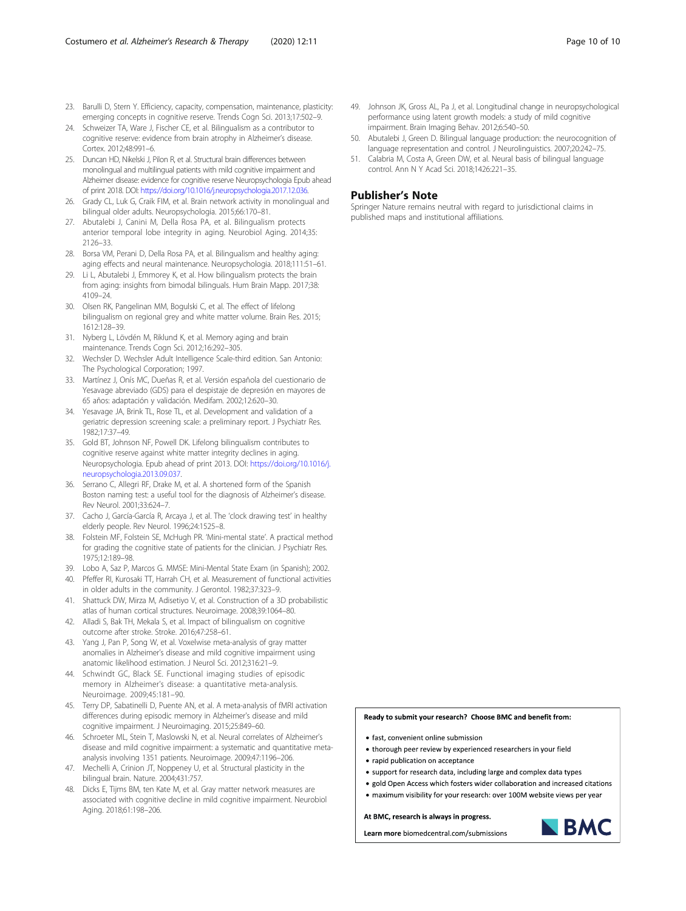23. Barulli D, Stern Y. Efficiency, capacity, compensation, maintenance, plasticity: emerging concepts in cognitive reserve. Trends Cogn Sci. 2013;17:502–9.
24. Schweizer TA, Ware J, Fischer CE, et al. Bilingualism as a contributor to cognitive reserve: evidence from brain atrophy in Alzheimer's disease. Cortex. 2012;48:991–6.
25. Duncan HD, Nikelski J, Pilon R, et al. Structural brain differences between monolingual and multilingual patients with mild cognitive impairment and Alzheimer disease: evidence for cognitive reserve Neuropsychologia Epub ahead of print 2018. DOI: https://doi.org/10.1016/j.neuropsychologia.2017.12.036.
26. Grady CL, Luk G, Craik FIM, et al. Brain network activity in monolingual and bilingual older adults. Neuropsychologia. 2015;66:170–81.
27. Abutalebi J, Canini M, Della Rosa PA, et al. Bilingualism protects anterior temporal lobe integrity in aging. Neurobiol Aging. 2014;35:2126–33.
28. Borsa VM, Perani D, Della Rosa PA, et al. Bilingualism and healthy aging: aging effects and neural maintenance. Neuropsychologia. 2018;111:51–61.
29. Li L, Abutalebi J, Emmorey K, et al. How bilingualism protects the brain from aging: insights from bimodal bilinguals. Hum Brain Mapp. 2017;38:4109–24.
30. Olsen RK, Pangelinan MM, Bogulski C, et al. The effect of lifelong bilingualism on regional grey and white matter volume. Brain Res. 2015;1612:128–39.
31. Nyberg L, Lövdén M, Riklund K, et al. Memory aging and brain maintenance. Trends Cogn Sci. 2012;16:292–305.
32. Wechsler D. Wechsler Adult Intelligence Scale-third edition. San Antonio: The Psychological Corporation; 1997.
33. Martínez J, Onís MC, Dueñas R, et al. Versión española del cuestionario de Yesavage abreviado (GDS) para el despistaje de depresión en mayores de 65 años: adaptación y validación. Medifam. 2002;12:620–30.
34. Yesavage JA, Brink TL, Rose TL, et al. Development and validation of a geriatric depression screening scale: a preliminary report. J Psychiatr Res. 1982;17:37–49.
35. Gold BT, Johnson NF, Powell DK. Lifelong bilingualism contributes to cognitive reserve against white matter integrity declines in aging. Neuropsychologia. Epub ahead of print 2013. DOI: https://doi.org/10.1016/j.neuropsychologia.2013.09.037.
36. Serrano C, Allegri RF, Drake M, et al. A shortened form of the Spanish Boston naming test: a useful tool for the diagnosis of Alzheimer's disease. Rev Neurol. 2001;33:624–7.
37. Cacho J, García-García R, Arcaya J, et al. The 'clock drawing test' in healthy elderly people. Rev Neurol. 1996;24:1525–8.
38. Folstein MF, Folstein SE, McHugh PR. 'Mini-mental state'. A practical method for grading the cognitive state of patients for the clinician. J Psychiatr Res. 1975;12:189–98.
39. Lobo A, Saz P, Marcos G. MMSE: Mini-Mental State Exam (in Spanish); 2002.
40. Pfeffer RI, Kurosaki TT, Harrah CH, et al. Measurement of functional activities in older adults in the community. J Gerontol. 1982;37:323–9.
41. Shattuck DW, Mirza M, Adisetiyo V, et al. Construction of a 3D probabilistic atlas of human cortical structures. Neuroimage. 2008;39:1064–80.
42. Alladi S, Bak TH, Mekala S, et al. Impact of bilingualism on cognitive outcome after stroke. Stroke. 2016;47:258–61.
43. Yang J, Pan P, Song W, et al. Voxelwise meta-analysis of gray matter anomalies in Alzheimer's disease and mild cognitive impairment using anatomic likelihood estimation. J Neurol Sci. 2012;316:21–9.
44. Schwindt GC, Black SE. Functional imaging studies of episodic memory in Alzheimer's disease: a quantitative meta-analysis. Neuroimage. 2009;45:181–90.
45. Terry DP, Sabatinelli D, Puente AN, et al. A meta-analysis of fMRI activation differences during episodic memory in Alzheimer's disease and mild cognitive impairment. J Neuroimaging. 2015;25:849–60.
46. Schroeter ML, Stein T, Maslowski N, et al. Neural correlates of Alzheimer's disease and mild cognitive impairment: a systematic and quantitative meta-analysis involving 1351 patients. Neuroimage. 2009;47:1196–206.
47. Mechelli A, Crinion JT, Noppeney U, et al. Structural plasticity in the bilingual brain. Nature. 2004;431:757.
48. Dicks E, Tijms BM, ten Kate M, et al. Gray matter network measures are associated with cognitive decline in mild cognitive impairment. Neurobiol Aging. 2018;61:198–206.
49. Johnson JK, Gross AL, Pa J, et al. Longitudinal change in neuropsychological performance using latent growth models: a study of mild cognitive impairment. Brain Imaging Behav. 2012;6:540–50.
50. Abutalebi J, Green D. Bilingual language production: the neurocognition of language representation and control. J Neurolinguistics. 2007;20:242–75.
51. Calabria M, Costa A, Green DW, et al. Neural basis of bilingual language control. Ann N Y Acad Sci. 2018;1426:221–35.

## Publisher's Note

Springer Nature remains neutral with regard to jurisdictional claims in published maps and institutional affiliations.

**Ready to submit your research? Choose BMC and benefit from:**

- fast, convenient online submission
- thorough peer review by experienced researchers in your field
- rapid publication on acceptance
- support for research data, including large and complex data types
- gold Open Access which fosters wider collaboration and increased citations
- maximum visibility for your research: over 100M website views per year

**At BMC, research is always in progress.**

**Learn more** biomedcentral.com/submissions

BMC